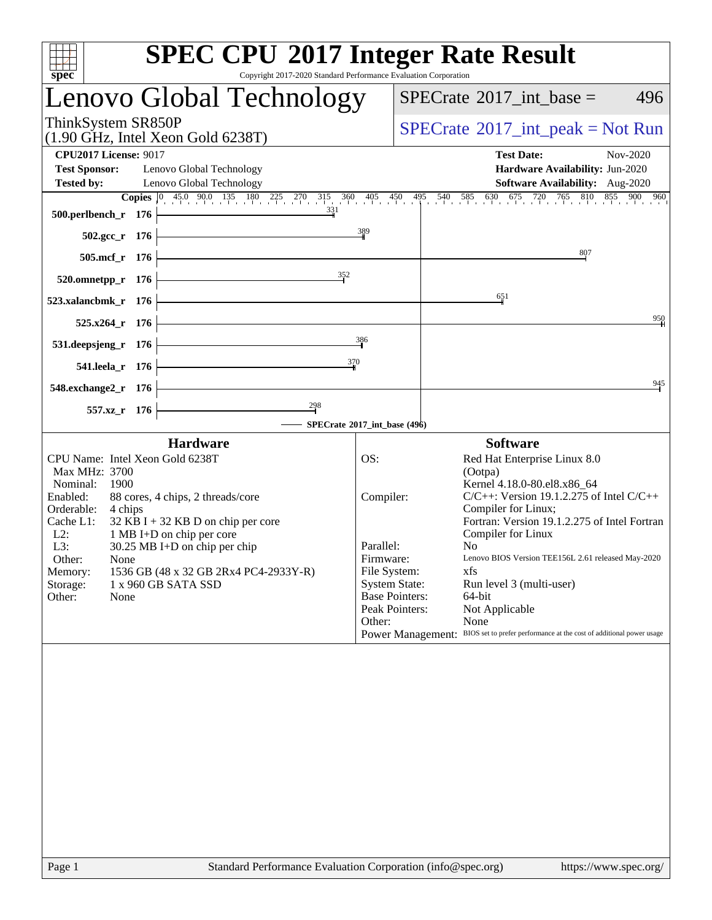# SPEC CPU 2017 Integer Rate Result

Copyright 2017-2020 Standard Performance Evaluation Corporation

## Lenovo Global Technology

ThinkSystem SR850P
(1.90 GHz, Intel Xeon Gold 6238T)

SPECrate 2017_int_base = 496

SPECrate 2017_int_peak = Not Run

**CPU2017 License:** 9017
**Test Sponsor:** Lenovo Global Technology
**Tested by:** Lenovo Global Technology

**Test Date:** Nov-2020
**Hardware Availability:** Jun-2020
**Software Availability:** Aug-2020

| Benchmark | Copies | SPECrate 2017_int_base |
|---|---|---|
| 500.perlbench_r | 176 | 331 |
| 502.gcc_r | 176 | 389 |
| 505.mcf_r | 176 | 807 |
| 520.omnetpp_r | 176 | 352 |
| 523.xalancbmk_r | 176 | 651 |
| 525.x264_r | 176 | 950 |
| 531.deepsjeng_r | 176 | 386 |
| 541.leela_r | 176 | 370 |
| 548.exchange2_r | 176 | 945 |
| 557.xz_r | 176 | 298 |

SPECrate 2017_int_base (496)

### Hardware

CPU Name: Intel Xeon Gold 6238T
Max MHz: 3700
Nominal: 1900
Enabled: 88 cores, 4 chips, 2 threads/core
Orderable: 4 chips
Cache L1: 32 KB I + 32 KB D on chip per core
L2: 1 MB I+D on chip per core
L3: 30.25 MB I+D on chip per chip
Other: None
Memory: 1536 GB (48 x 32 GB 2Rx4 PC4-2933Y-R)
Storage: 1 x 960 GB SATA SSD
Other: None

### Software

OS: Red Hat Enterprise Linux 8.0 (Ootpa)
Kernel 4.18.0-80.el8.x86_64
Compiler: C/C++: Version 19.1.2.275 of Intel C/C++ Compiler for Linux;
Fortran: Version 19.1.2.275 of Intel Fortran Compiler for Linux
Parallel: No
Firmware: Lenovo BIOS Version TEE156L 2.61 released May-2020
File System: xfs
System State: Run level 3 (multi-user)
Base Pointers: 64-bit
Peak Pointers: Not Applicable
Other: None
Power Management: BIOS set to prefer performance at the cost of additional power usage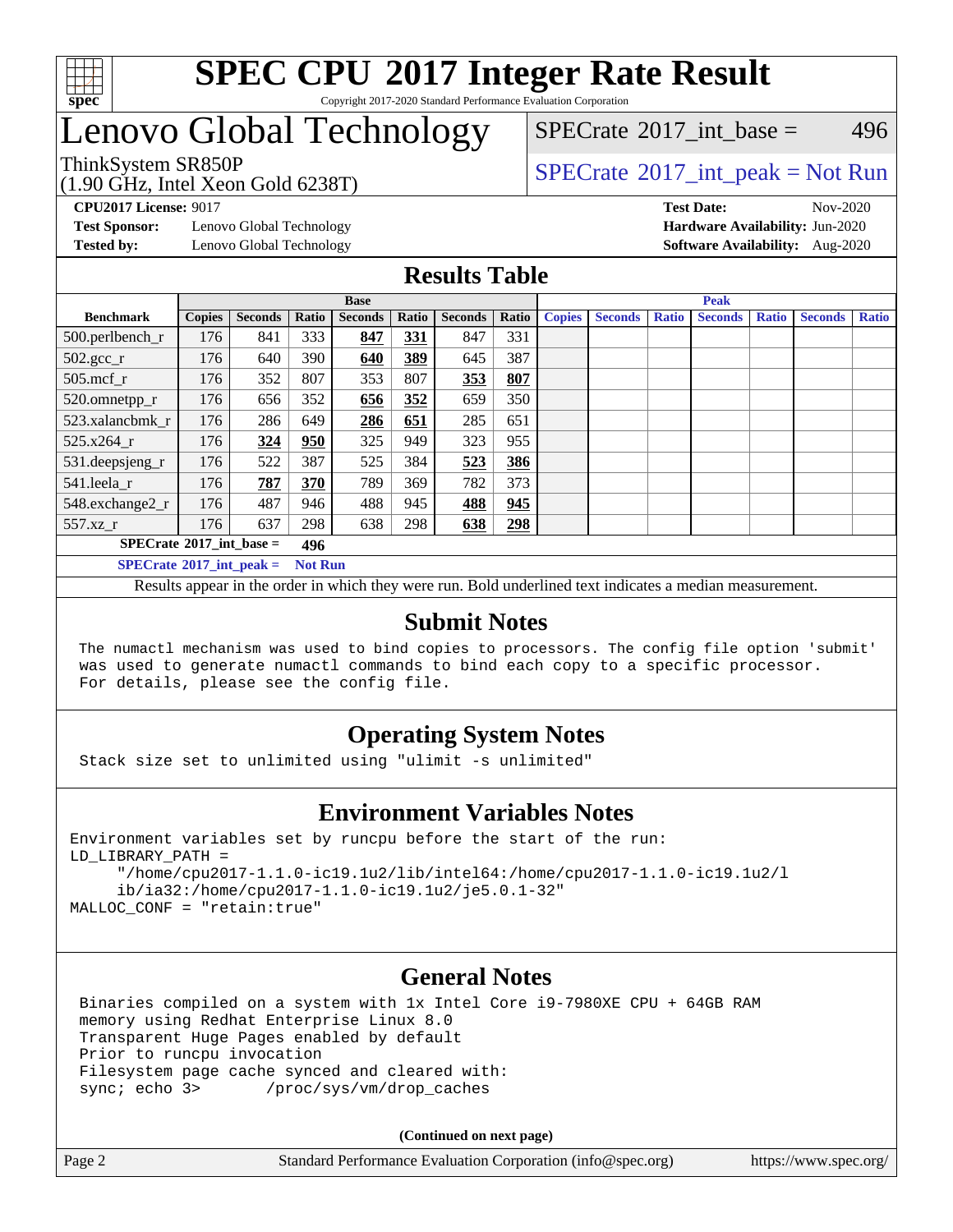# SPEC CPU 2017 Integer Rate Result

Copyright 2017-2020 Standard Performance Evaluation Corporation

# Lenovo Global Technology

ThinkSystem SR850P
(1.90 GHz, Intel Xeon Gold 6238T)

SPECrate 2017_int_base = 496

SPECrate 2017_int_peak = Not Run

**CPU2017 License:** 9017
**Test Sponsor:** Lenovo Global Technology
**Tested by:** Lenovo Global Technology

**Test Date:** Nov-2020
**Hardware Availability:** Jun-2020
**Software Availability:** Aug-2020

## Results Table

| Benchmark | Base | | | | | | | Peak | | | | | | |
|---|---|---|---|---|---|---|---|---|---|---|---|---|---|---|
| | Copies | Seconds | Ratio | Seconds | Ratio | Seconds | Ratio | Copies | Seconds | Ratio | Seconds | Ratio | Seconds | Ratio |
| 500.perlbench_r | 176 | 841 | 333 | **847** | **331** | 847 | 331 | | | | | | | |
| 502.gcc_r | 176 | 640 | 390 | **640** | **389** | 645 | 387 | | | | | | | |
| 505.mcf_r | 176 | 352 | 807 | 353 | 807 | **353** | **807** | | | | | | | |
| 520.omnetpp_r | 176 | 656 | 352 | **656** | **352** | 659 | 350 | | | | | | | |
| 523.xalancbmk_r | 176 | 286 | 649 | **286** | **651** | 285 | 651 | | | | | | | |
| 525.x264_r | 176 | **324** | **950** | 325 | 949 | 323 | 955 | | | | | | | |
| 531.deepsjeng_r | 176 | 522 | 387 | 525 | 384 | **523** | **386** | | | | | | | |
| 541.leela_r | 176 | **787** | **370** | 789 | 369 | 782 | 373 | | | | | | | |
| 548.exchange2_r | 176 | 487 | 946 | 488 | 945 | **488** | **945** | | | | | | | |
| 557.xz_r | 176 | 637 | 298 | 638 | 298 | **638** | **298** | | | | | | | |

**SPECrate 2017_int_base = 496**

**SPECrate 2017_int_peak = Not Run**

Results appear in the order in which they were run. Bold underlined text indicates a median measurement.

## Submit Notes

```
The numactl mechanism was used to bind copies to processors. The config file option 'submit'
was used to generate numactl commands to bind each copy to a specific processor.
For details, please see the config file.
```

## Operating System Notes

```
Stack size set to unlimited using "ulimit -s unlimited"
```

## Environment Variables Notes

```
Environment variables set by runcpu before the start of the run:
LD_LIBRARY_PATH =
     "/home/cpu2017-1.1.0-ic19.1u2/lib/intel64:/home/cpu2017-1.1.0-ic19.1u2/l
     ib/ia32:/home/cpu2017-1.1.0-ic19.1u2/je5.0.1-32"
MALLOC_CONF = "retain:true"
```

## General Notes

```
Binaries compiled on a system with 1x Intel Core i9-7980XE CPU + 64GB RAM
memory using Redhat Enterprise Linux 8.0
Transparent Huge Pages enabled by default
Prior to runcpu invocation
Filesystem page cache synced and cleared with:
sync; echo 3>       /proc/sys/vm/drop_caches
```

**(Continued on next page)**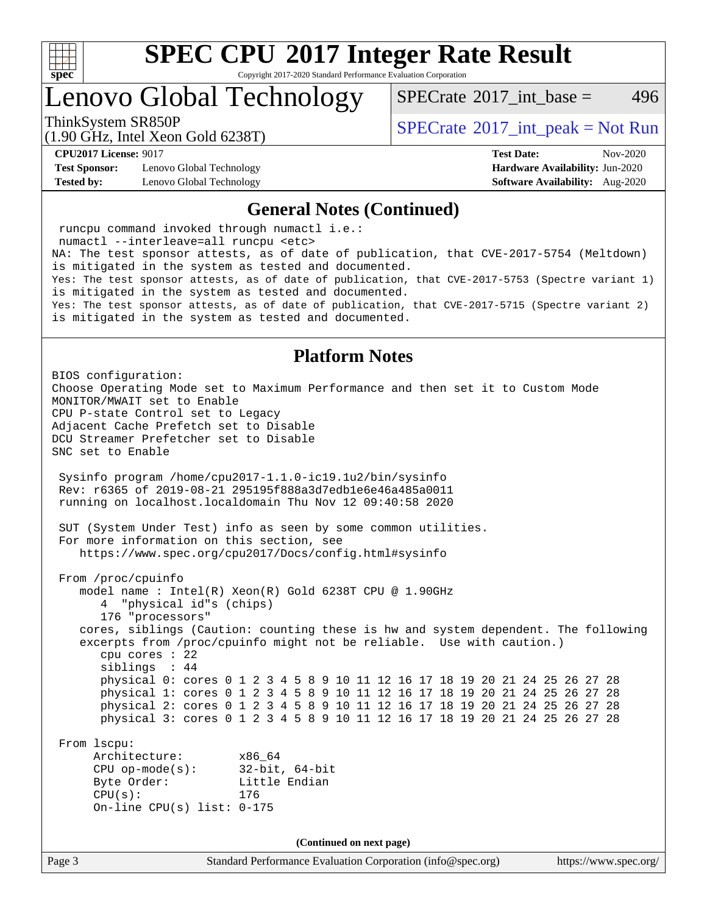## General Notes (Continued)

```
 runcpu command invoked through numactl i.e.:
 numactl --interleave=all runcpu <etc>
NA: The test sponsor attests, as of date of publication, that CVE-2017-5754 (Meltdown)
is mitigated in the system as tested and documented.
Yes: The test sponsor attests, as of date of publication, that CVE-2017-5753 (Spectre variant 1)
is mitigated in the system as tested and documented.
Yes: The test sponsor attests, as of date of publication, that CVE-2017-5715 (Spectre variant 2)
is mitigated in the system as tested and documented.
```

## Platform Notes

```
BIOS configuration:
Choose Operating Mode set to Maximum Performance and then set it to Custom Mode
MONITOR/MWAIT set to Enable
CPU P-state Control set to Legacy
Adjacent Cache Prefetch set to Disable
DCU Streamer Prefetcher set to Disable
SNC set to Enable

 Sysinfo program /home/cpu2017-1.1.0-ic19.1u2/bin/sysinfo
 Rev: r6365 of 2019-08-21 295195f888a3d7edb1e6e46a485a0011
 running on localhost.localdomain Thu Nov 12 09:40:58 2020

 SUT (System Under Test) info as seen by some common utilities.
 For more information on this section, see
    https://www.spec.org/cpu2017/Docs/config.html#sysinfo

 From /proc/cpuinfo
    model name : Intel(R) Xeon(R) Gold 6238T CPU @ 1.90GHz
       4  "physical id"s (chips)
       176 "processors"
    cores, siblings (Caution: counting these is hw and system dependent. The following
    excerpts from /proc/cpuinfo might not be reliable.  Use with caution.)
       cpu cores : 22
       siblings  : 44
       physical 0: cores 0 1 2 3 4 5 8 9 10 11 12 16 17 18 19 20 21 24 25 26 27 28
       physical 1: cores 0 1 2 3 4 5 8 9 10 11 12 16 17 18 19 20 21 24 25 26 27 28
       physical 2: cores 0 1 2 3 4 5 8 9 10 11 12 16 17 18 19 20 21 24 25 26 27 28
       physical 3: cores 0 1 2 3 4 5 8 9 10 11 12 16 17 18 19 20 21 24 25 26 27 28

 From lscpu:
      Architecture:        x86_64
      CPU op-mode(s):      32-bit, 64-bit
      Byte Order:          Little Endian
      CPU(s):              176
      On-line CPU(s) list: 0-175
```

(Continued on next page)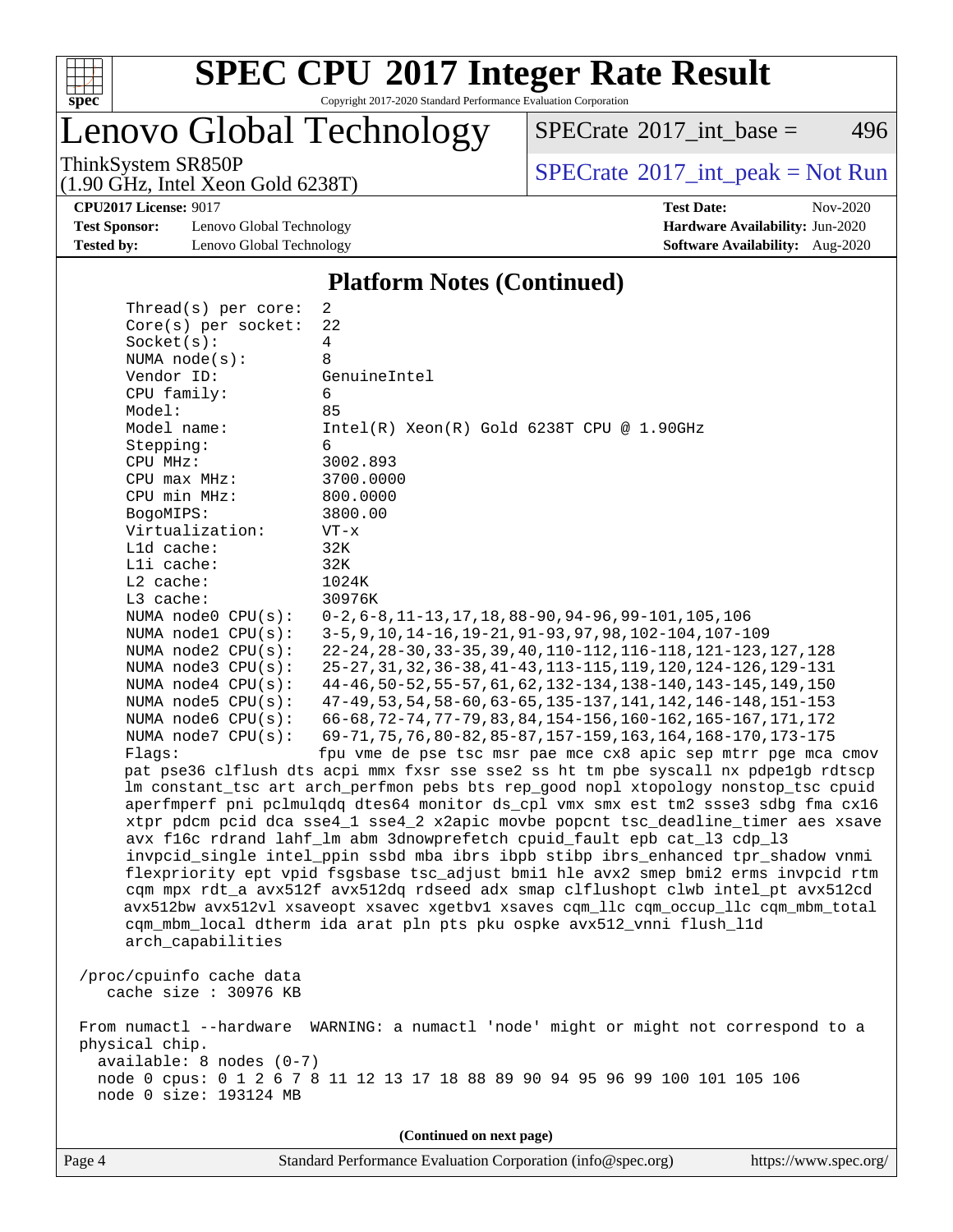# SPEC CPU 2017 Integer Rate Result

Copyright 2017-2020 Standard Performance Evaluation Corporation

## Lenovo Global Technology

ThinkSystem SR850P
(1.90 GHz, Intel Xeon Gold 6238T)

SPECrate 2017_int_base = 496

SPECrate 2017_int_peak = Not Run

**CPU2017 License:** 9017
**Test Sponsor:** Lenovo Global Technology
**Tested by:** Lenovo Global Technology

**Test Date:** Nov-2020
**Hardware Availability:** Jun-2020
**Software Availability:** Aug-2020

### Platform Notes (Continued)

```
     Thread(s) per core:  2
     Core(s) per socket:  22
     Socket(s):           4
     NUMA node(s):        8
     Vendor ID:           GenuineIntel
     CPU family:          6
     Model:               85
     Model name:          Intel(R) Xeon(R) Gold 6238T CPU @ 1.90GHz
     Stepping:            6
     CPU MHz:             3002.893
     CPU max MHz:         3700.0000
     CPU min MHz:         800.0000
     BogoMIPS:            3800.00
     Virtualization:      VT-x
     L1d cache:           32K
     L1i cache:           32K
     L2 cache:            1024K
     L3 cache:            30976K
     NUMA node0 CPU(s):   0-2,6-8,11-13,17,18,88-90,94-96,99-101,105,106
     NUMA node1 CPU(s):   3-5,9,10,14-16,19-21,91-93,97,98,102-104,107-109
     NUMA node2 CPU(s):   22-24,28-30,33-35,39,40,110-112,116-118,121-123,127,128
     NUMA node3 CPU(s):   25-27,31,32,36-38,41-43,113-115,119,120,124-126,129-131
     NUMA node4 CPU(s):   44-46,50-52,55-57,61,62,132-134,138-140,143-145,149,150
     NUMA node5 CPU(s):   47-49,53,54,58-60,63-65,135-137,141,142,146-148,151-153
     NUMA node6 CPU(s):   66-68,72-74,77-79,83,84,154-156,160-162,165-167,171,172
     NUMA node7 CPU(s):   69-71,75,76,80-82,85-87,157-159,163,164,168-170,173-175
     Flags:               fpu vme de pse tsc msr pae mce cx8 apic sep mtrr pge mca cmov
     pat pse36 clflush dts acpi mmx fxsr sse sse2 ss ht tm pbe syscall nx pdpe1gb rdtscp
     lm constant_tsc art arch_perfmon pebs bts rep_good nopl xtopology nonstop_tsc cpuid
     aperfmperf pni pclmulqdq dtes64 monitor ds_cpl vmx smx est tm2 ssse3 sdbg fma cx16
     xtpr pdcm pcid dca sse4_1 sse4_2 x2apic movbe popcnt tsc_deadline_timer aes xsave
     avx f16c rdrand lahf_lm abm 3dnowprefetch cpuid_fault epb cat_l3 cdp_l3
     invpcid_single intel_ppin ssbd mba ibrs ibpb stibp ibrs_enhanced tpr_shadow vnmi
     flexpriority ept vpid fsgsbase tsc_adjust bmi1 hle avx2 smep bmi2 erms invpcid rtm
     cqm mpx rdt_a avx512f avx512dq rdseed adx smap clflushopt clwb intel_pt avx512cd
     avx512bw avx512vl xsaveopt xsavec xgetbv1 xsaves cqm_llc cqm_occup_llc cqm_mbm_total
     cqm_mbm_local dtherm ida arat pln pts pku ospke avx512_vnni flush_l1d
     arch_capabilities

 /proc/cpuinfo cache data
    cache size : 30976 KB

 From numactl --hardware  WARNING: a numactl 'node' might or might not correspond to a
 physical chip.
   available: 8 nodes (0-7)
   node 0 cpus: 0 1 2 6 7 8 11 12 13 17 18 88 89 90 94 95 96 99 100 101 105 106
   node 0 size: 193124 MB
```

(Continued on next page)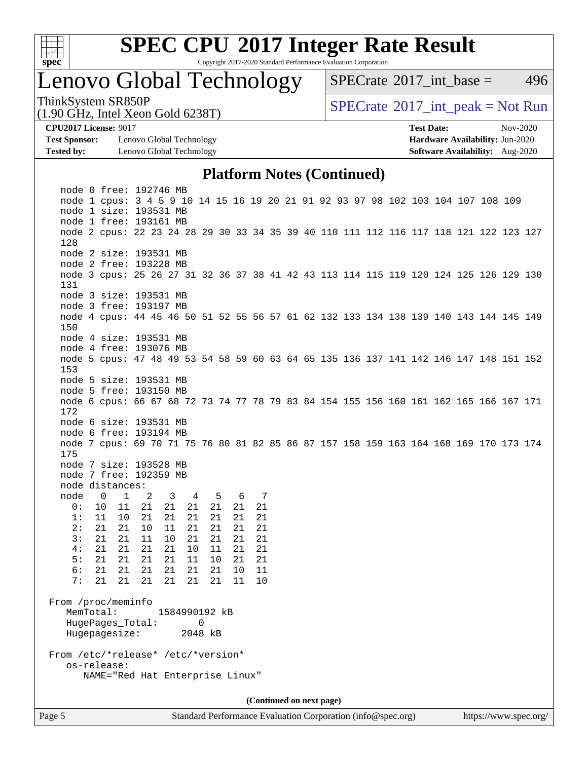## Platform Notes (Continued)

```
    node 0 free: 192746 MB
    node 1 cpus: 3 4 5 9 10 14 15 16 19 20 21 91 92 93 97 98 102 103 104 107 108 109
    node 1 size: 193531 MB
    node 1 free: 193161 MB
    node 2 cpus: 22 23 24 28 29 30 33 34 35 39 40 110 111 112 116 117 118 121 122 123 127
    128
    node 2 size: 193531 MB
    node 2 free: 193228 MB
    node 3 cpus: 25 26 27 31 32 36 37 38 41 42 43 113 114 115 119 120 124 125 126 129 130
    131
    node 3 size: 193531 MB
    node 3 free: 193197 MB
    node 4 cpus: 44 45 46 50 51 52 55 56 57 61 62 132 133 134 138 139 140 143 144 145 149
    150
    node 4 size: 193531 MB
    node 4 free: 193076 MB
    node 5 cpus: 47 48 49 53 54 58 59 60 63 64 65 135 136 137 141 142 146 147 148 151 152
    153
    node 5 size: 193531 MB
    node 5 free: 193150 MB
    node 6 cpus: 66 67 68 72 73 74 77 78 79 83 84 154 155 156 160 161 162 165 166 167 171
    172
    node 6 size: 193531 MB
    node 6 free: 193194 MB
    node 7 cpus: 69 70 71 75 76 80 81 82 85 86 87 157 158 159 163 164 168 169 170 173 174
    175
    node 7 size: 193528 MB
    node 7 free: 192359 MB
    node distances:
    node   0   1   2   3   4   5   6   7
      0:  10  11  21  21  21  21  21  21
      1:  11  10  21  21  21  21  21  21
      2:  21  21  10  11  21  21  21  21
      3:  21  21  11  10  21  21  21  21
      4:  21  21  21  21  10  11  21  21
      5:  21  21  21  21  11  10  21  21
      6:  21  21  21  21  21  21  10  11
      7:  21  21  21  21  21  21  11  10

 From /proc/meminfo
    MemTotal:       1584990192 kB
    HugePages_Total:       0
    Hugepagesize:       2048 kB

 From /etc/*release* /etc/*version*
    os-release:
       NAME="Red Hat Enterprise Linux"
```

(Continued on next page)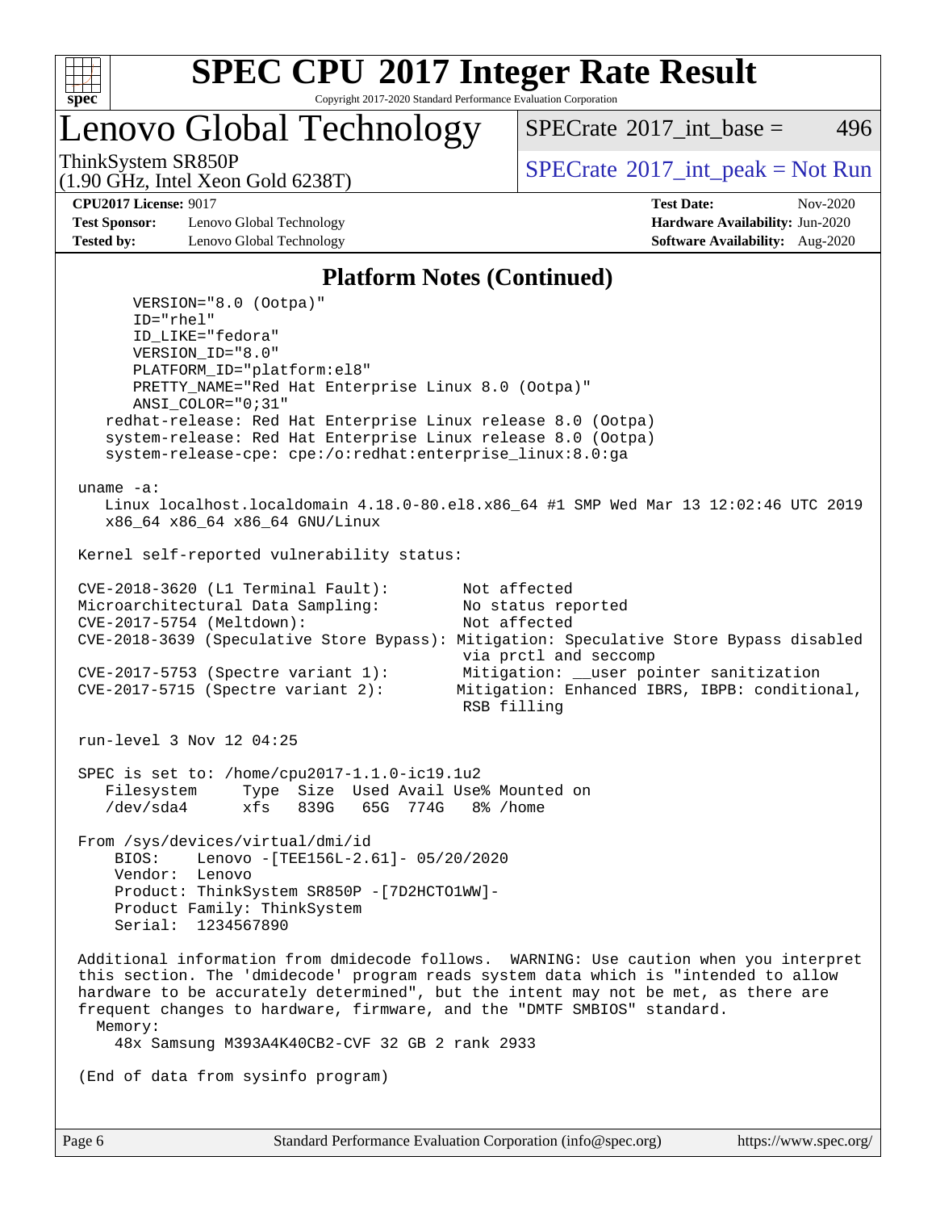## Platform Notes (Continued)

```
      VERSION="8.0 (Ootpa)"
      ID="rhel"
      ID_LIKE="fedora"
      VERSION_ID="8.0"
      PLATFORM_ID="platform:el8"
      PRETTY_NAME="Red Hat Enterprise Linux 8.0 (Ootpa)"
      ANSI_COLOR="0;31"
    redhat-release: Red Hat Enterprise Linux release 8.0 (Ootpa)
    system-release: Red Hat Enterprise Linux release 8.0 (Ootpa)
    system-release-cpe: cpe:/o:redhat:enterprise_linux:8.0:ga

 uname -a:
    Linux localhost.localdomain 4.18.0-80.el8.x86_64 #1 SMP Wed Mar 13 12:02:46 UTC 2019
    x86_64 x86_64 x86_64 GNU/Linux

 Kernel self-reported vulnerability status:

 CVE-2018-3620 (L1 Terminal Fault):        Not affected
 Microarchitectural Data Sampling:         No status reported
 CVE-2017-5754 (Meltdown):                 Not affected
 CVE-2018-3639 (Speculative Store Bypass): Mitigation: Speculative Store Bypass disabled
                                            via prctl and seccomp
 CVE-2017-5753 (Spectre variant 1):        Mitigation: __user pointer sanitization
 CVE-2017-5715 (Spectre variant 2):        Mitigation: Enhanced IBRS, IBPB: conditional,
                                            RSB filling

 run-level 3 Nov 12 04:25

 SPEC is set to: /home/cpu2017-1.1.0-ic19.1u2
    Filesystem     Type  Size  Used Avail Use% Mounted on
    /dev/sda4      xfs   839G   65G  774G   8% /home

 From /sys/devices/virtual/dmi/id
     BIOS:    Lenovo -[TEE156L-2.61]- 05/20/2020
     Vendor:  Lenovo
     Product: ThinkSystem SR850P -[7D2HCTO1WW]-
     Product Family: ThinkSystem
     Serial:  1234567890

 Additional information from dmidecode follows.  WARNING: Use caution when you interpret
 this section. The 'dmidecode' program reads system data which is "intended to allow
 hardware to be accurately determined", but the intent may not be met, as there are
 frequent changes to hardware, firmware, and the "DMTF SMBIOS" standard.
   Memory:
     48x Samsung M393A4K40CB2-CVF 32 GB 2 rank 2933

 (End of data from sysinfo program)
```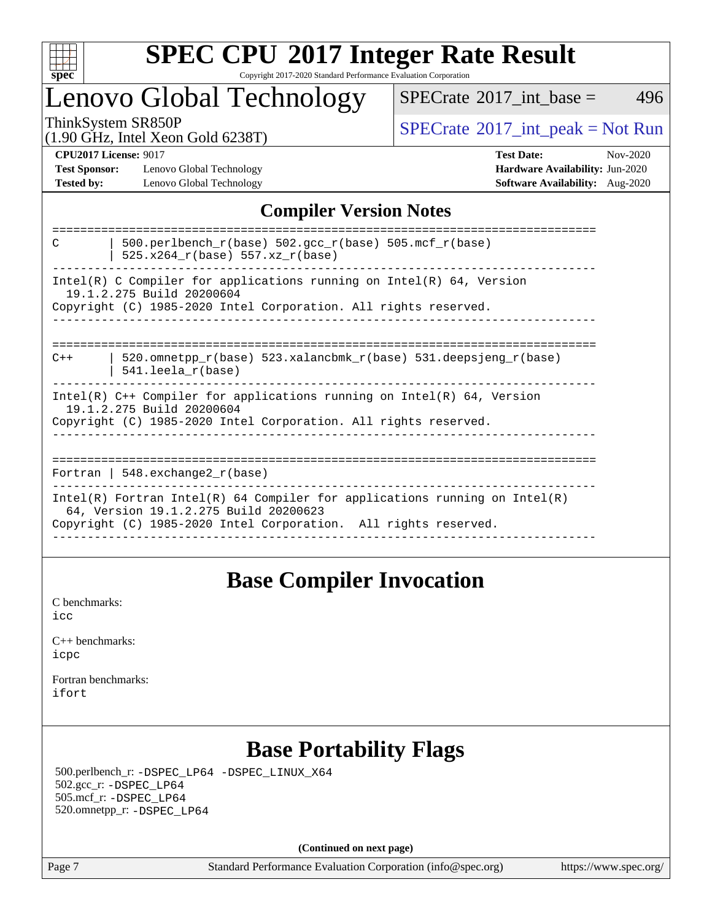# SPEC CPU 2017 Integer Rate Result

Copyright 2017-2020 Standard Performance Evaluation Corporation

## Lenovo Global Technology

ThinkSystem SR850P
(1.90 GHz, Intel Xeon Gold 6238T)

SPECrate 2017_int_base = 496

SPECrate 2017_int_peak = Not Run

**CPU2017 License:** 9017
**Test Sponsor:** Lenovo Global Technology
**Tested by:** Lenovo Global Technology

**Test Date:** Nov-2020
**Hardware Availability:** Jun-2020
**Software Availability:** Aug-2020

## Compiler Version Notes

```
==============================================================================
C       | 500.perlbench_r(base) 502.gcc_r(base) 505.mcf_r(base)
        | 525.x264_r(base) 557.xz_r(base)
------------------------------------------------------------------------------
Intel(R) C Compiler for applications running on Intel(R) 64, Version
  19.1.2.275 Build 20200604
Copyright (C) 1985-2020 Intel Corporation. All rights reserved.
------------------------------------------------------------------------------

==============================================================================
C++     | 520.omnetpp_r(base) 523.xalancbmk_r(base) 531.deepsjeng_r(base)
        | 541.leela_r(base)
------------------------------------------------------------------------------
Intel(R) C++ Compiler for applications running on Intel(R) 64, Version
  19.1.2.275 Build 20200604
Copyright (C) 1985-2020 Intel Corporation. All rights reserved.
------------------------------------------------------------------------------

==============================================================================
Fortran | 548.exchange2_r(base)
------------------------------------------------------------------------------
Intel(R) Fortran Intel(R) 64 Compiler for applications running on Intel(R)
  64, Version 19.1.2.275 Build 20200623
Copyright (C) 1985-2020 Intel Corporation.  All rights reserved.
------------------------------------------------------------------------------
```

## Base Compiler Invocation

C benchmarks:
icc

C++ benchmarks:
icpc

Fortran benchmarks:
ifort

## Base Portability Flags

500.perlbench_r: -DSPEC_LP64 -DSPEC_LINUX_X64
502.gcc_r: -DSPEC_LP64
505.mcf_r: -DSPEC_LP64
520.omnetpp_r: -DSPEC_LP64

**(Continued on next page)**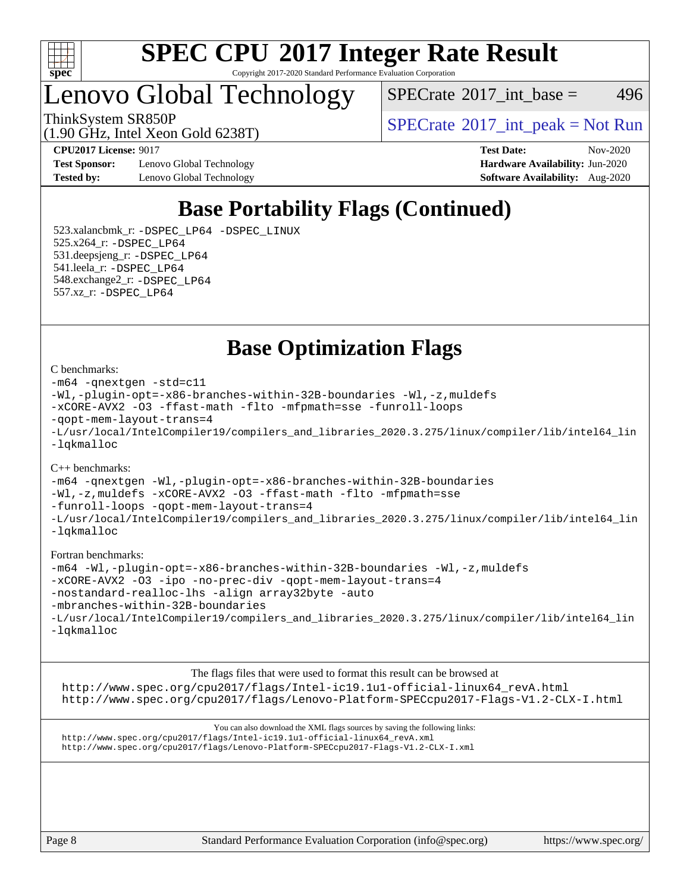# SPEC CPU 2017 Integer Rate Result

Copyright 2017-2020 Standard Performance Evaluation Corporation

## Lenovo Global Technology

ThinkSystem SR850P
(1.90 GHz, Intel Xeon Gold 6238T)

SPECrate 2017_int_base = 496

SPECrate 2017_int_peak = Not Run

**CPU2017 License:** 9017
**Test Sponsor:** Lenovo Global Technology
**Tested by:** Lenovo Global Technology

**Test Date:** Nov-2020
**Hardware Availability:** Jun-2020
**Software Availability:** Aug-2020

## Base Portability Flags (Continued)

523.xalancbmk_r: -DSPEC_LP64 -DSPEC_LINUX
525.x264_r: -DSPEC_LP64
531.deepsjeng_r: -DSPEC_LP64
541.leela_r: -DSPEC_LP64
548.exchange2_r: -DSPEC_LP64
557.xz_r: -DSPEC_LP64

## Base Optimization Flags

C benchmarks:

```
-m64 -qnextgen -std=c11
-Wl,-plugin-opt=-x86-branches-within-32B-boundaries -Wl,-z,muldefs
-xCORE-AVX2 -O3 -ffast-math -flto -mfpmath=sse -funroll-loops
-qopt-mem-layout-trans=4
-L/usr/local/IntelCompiler19/compilers_and_libraries_2020.3.275/linux/compiler/lib/intel64_lin
-lqkmalloc
```

C++ benchmarks:

```
-m64 -qnextgen -Wl,-plugin-opt=-x86-branches-within-32B-boundaries
-Wl,-z,muldefs -xCORE-AVX2 -O3 -ffast-math -flto -mfpmath=sse
-funroll-loops -qopt-mem-layout-trans=4
-L/usr/local/IntelCompiler19/compilers_and_libraries_2020.3.275/linux/compiler/lib/intel64_lin
-lqkmalloc
```

Fortran benchmarks:

```
-m64 -Wl,-plugin-opt=-x86-branches-within-32B-boundaries -Wl,-z,muldefs
-xCORE-AVX2 -O3 -ipo -no-prec-div -qopt-mem-layout-trans=4
-nostandard-realloc-lhs -align array32byte -auto
-mbranches-within-32B-boundaries
-L/usr/local/IntelCompiler19/compilers_and_libraries_2020.3.275/linux/compiler/lib/intel64_lin
-lqkmalloc
```

The flags files that were used to format this result can be browsed at
http://www.spec.org/cpu2017/flags/Intel-ic19.1u1-official-linux64_revA.html
http://www.spec.org/cpu2017/flags/Lenovo-Platform-SPECcpu2017-Flags-V1.2-CLX-I.html

You can also download the XML flags sources by saving the following links:
http://www.spec.org/cpu2017/flags/Intel-ic19.1u1-official-linux64_revA.xml
http://www.spec.org/cpu2017/flags/Lenovo-Platform-SPECcpu2017-Flags-V1.2-CLX-I.xml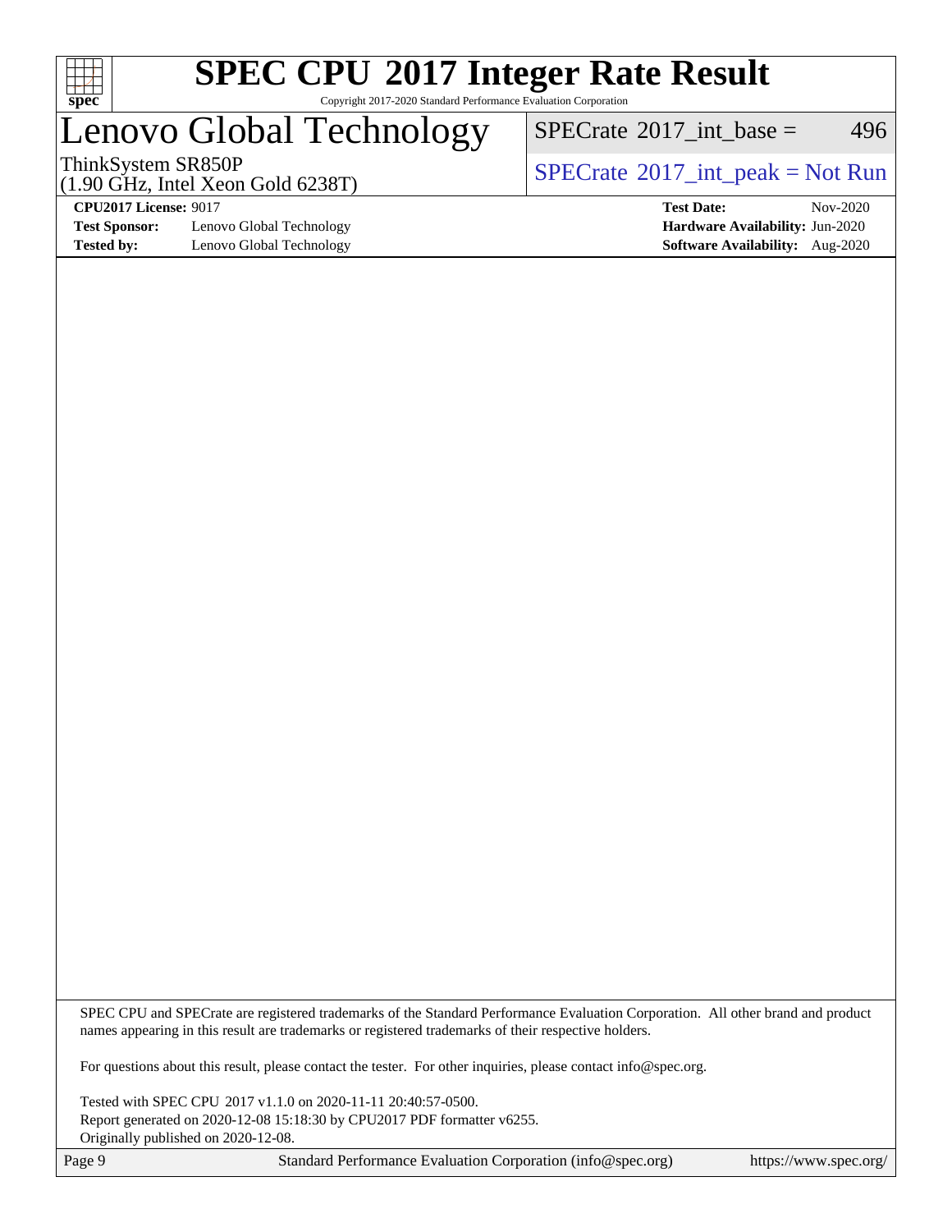SPEC CPU and SPECrate are registered trademarks of the Standard Performance Evaluation Corporation. All other brand and product names appearing in this result are trademarks or registered trademarks of their respective holders.

For questions about this result, please contact the tester. For other inquiries, please contact info@spec.org.

Tested with SPEC CPU 2017 v1.1.0 on 2020-11-11 20:40:57-0500.
Report generated on 2020-12-08 15:18:30 by CPU2017 PDF formatter v6255.
Originally published on 2020-12-08.